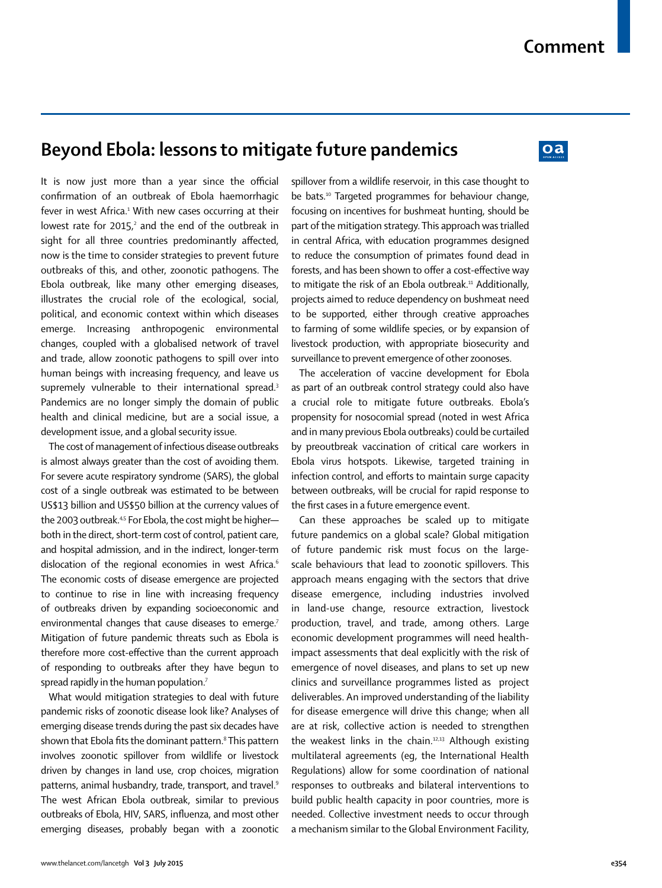# Beyond Ebola: lessons to mitigate future pandemics

It is now just more than a year since the official confirmation of an outbreak of Ebola haemorrhagic fever in west Africa.[1] With new cases occurring at their lowest rate for 2015,[2] and the end of the outbreak in sight for all three countries predominantly affected, now is the time to consider strategies to prevent future outbreaks of this, and other, zoonotic pathogens. The Ebola outbreak, like many other emerging diseases, illustrates the crucial role of the ecological, social, political, and economic context within which diseases emerge. Increasing anthropogenic environmental changes, coupled with a globalised network of travel and trade, allow zoonotic pathogens to spill over into human beings with increasing frequency, and leave us supremely vulnerable to their international spread.[3] Pandemics are no longer simply the domain of public health and clinical medicine, but are a social issue, a development issue, and a global security issue.

The cost of management of infectious disease outbreaks is almost always greater than the cost of avoiding them. For severe acute respiratory syndrome (SARS), the global cost of a single outbreak was estimated to be between US$13 billion and US$50 billion at the currency values of the 2003 outbreak.[4,5] For Ebola, the cost might be higher—both in the direct, short-term cost of control, patient care, and hospital admission, and in the indirect, longer-term dislocation of the regional economies in west Africa.[6] The economic costs of disease emergence are projected to continue to rise in line with increasing frequency of outbreaks driven by expanding socioeconomic and environmental changes that cause diseases to emerge.[7] Mitigation of future pandemic threats such as Ebola is therefore more cost-effective than the current approach of responding to outbreaks after they have begun to spread rapidly in the human population.[7]

What would mitigation strategies to deal with future pandemic risks of zoonotic disease look like? Analyses of emerging disease trends during the past six decades have shown that Ebola fits the dominant pattern.[8] This pattern involves zoonotic spillover from wildlife or livestock driven by changes in land use, crop choices, migration patterns, animal husbandry, trade, transport, and travel.[9] The west African Ebola outbreak, similar to previous outbreaks of Ebola, HIV, SARS, influenza, and most other emerging diseases, probably began with a zoonotic spillover from a wildlife reservoir, in this case thought to be bats.[10] Targeted programmes for behaviour change, focusing on incentives for bushmeat hunting, should be part of the mitigation strategy. This approach was trialled in central Africa, with education programmes designed to reduce the consumption of primates found dead in forests, and has been shown to offer a cost-effective way to mitigate the risk of an Ebola outbreak.[11] Additionally, projects aimed to reduce dependency on bushmeat need to be supported, either through creative approaches to farming of some wildlife species, or by expansion of livestock production, with appropriate biosecurity and surveillance to prevent emergence of other zoonoses.

The acceleration of vaccine development for Ebola as part of an outbreak control strategy could also have a crucial role to mitigate future outbreaks. Ebola's propensity for nosocomial spread (noted in west Africa and in many previous Ebola outbreaks) could be curtailed by preoutbreak vaccination of critical care workers in Ebola virus hotspots. Likewise, targeted training in infection control, and efforts to maintain surge capacity between outbreaks, will be crucial for rapid response to the first cases in a future emergence event.

Can these approaches be scaled up to mitigate future pandemics on a global scale? Global mitigation of future pandemic risk must focus on the large-scale behaviours that lead to zoonotic spillovers. This approach means engaging with the sectors that drive disease emergence, including industries involved in land-use change, resource extraction, livestock production, travel, and trade, among others. Large economic development programmes will need health-impact assessments that deal explicitly with the risk of emergence of novel diseases, and plans to set up new clinics and surveillance programmes listed as project deliverables. An improved understanding of the liability for disease emergence will drive this change; when all are at risk, collective action is needed to strengthen the weakest links in the chain.[12,13] Although existing multilateral agreements (eg, the International Health Regulations) allow for some coordination of national responses to outbreaks and bilateral interventions to build public health capacity in poor countries, more is needed. Collective investment needs to occur through a mechanism similar to the Global Environment Facility,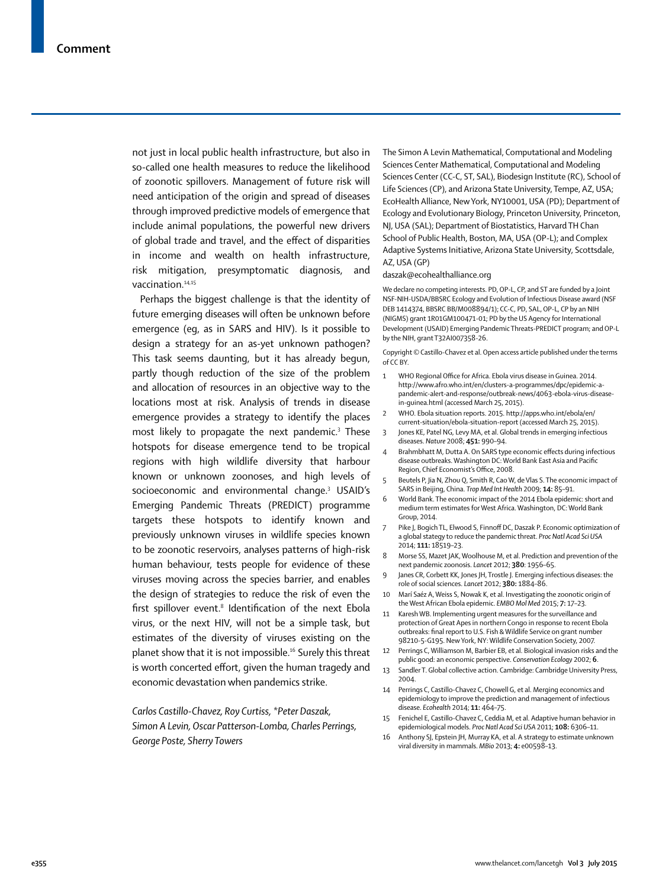not just in local public health infrastructure, but also in so-called one health measures to reduce the likelihood of zoonotic spillovers. Management of future risk will need anticipation of the origin and spread of diseases through improved predictive models of emergence that include animal populations, the powerful new drivers of global trade and travel, and the effect of disparities in income and wealth on health infrastructure, risk mitigation, presymptomatic diagnosis, and vaccination.[14,15]

Perhaps the biggest challenge is that the identity of future emerging diseases will often be unknown before emergence (eg, as in SARS and HIV). Is it possible to design a strategy for an as-yet unknown pathogen? This task seems daunting, but it has already begun, partly though reduction of the size of the problem and allocation of resources in an objective way to the locations most at risk. Analysis of trends in disease emergence provides a strategy to identify the places most likely to propagate the next pandemic.[3] These hotspots for disease emergence tend to be tropical regions with high wildlife diversity that harbour known or unknown zoonoses, and high levels of socioeconomic and environmental change.[3] USAID's Emerging Pandemic Threats (PREDICT) programme targets these hotspots to identify known and previously unknown viruses in wildlife species known to be zoonotic reservoirs, analyses patterns of high-risk human behaviour, tests people for evidence of these viruses moving across the species barrier, and enables the design of strategies to reduce the risk of even the first spillover event.[8] Identification of the next Ebola virus, or the next HIV, will not be a simple task, but estimates of the diversity of viruses existing on the planet show that it is not impossible.[16] Surely this threat is worth concerted effort, given the human tragedy and economic devastation when pandemics strike.

*Carlos Castillo-Chavez, Roy Curtiss, \*Peter Daszak, Simon A Levin, Oscar Patterson-Lomba, Charles Perrings, George Poste, Sherry Towers*

The Simon A Levin Mathematical, Computational and Modeling Sciences Center Mathematical, Computational and Modeling Sciences Center (CC-C, ST, SAL), Biodesign Institute (RC), School of Life Sciences (CP), and Arizona State University, Tempe, AZ, USA; EcoHealth Alliance, New York, NY10001, USA (PD); Department of Ecology and Evolutionary Biology, Princeton University, Princeton, NJ, USA (SAL); Department of Biostatistics, Harvard TH Chan School of Public Health, Boston, MA, USA (OP-L); and Complex Adaptive Systems Initiative, Arizona State University, Scottsdale, AZ, USA (GP)

daszak@ecohealthalliance.org

We declare no competing interests. PD, OP-L, CP, and ST are funded by a Joint NSF-NIH-USDA/BBSRC Ecology and Evolution of Infectious Disease award (NSF DEB 1414374, BBSRC BB/M008894/1); CC-C, PD, SAL, OP-L, CP by an NIH (NIGMS) grant 1R01GM100471-01; PD by the US Agency for International Development (USAID) Emerging Pandemic Threats-PREDICT program; and OP-L by the NIH, grant T32AI007358-26.

Copyright © Castillo-Chavez et al. Open access article published under the terms of CC BY.

1. WHO Regional Office for Africa. Ebola virus disease in Guinea. 2014. http://www.afro.who.int/en/clusters-a-programmes/dpc/epidemic-a-pandemic-alert-and-response/outbreak-news/4063-ebola-virus-disease-in-guinea.html (accessed March 25, 2015).
2. WHO. Ebola situation reports. 2015. http://apps.who.int/ebola/en/current-situation/ebola-situation-report (accessed March 25, 2015).
3. Jones KE, Patel NG, Levy MA, et al. Global trends in emerging infectious diseases. *Nature* 2008; **451:** 990–94.
4. Brahmbhatt M, Dutta A. On SARS type economic effects during infectious disease outbreaks. Washington DC: World Bank East Asia and Pacific Region, Chief Economist's Office, 2008.
5. Beutels P, Jia N, Zhou Q, Smith R, Cao W, de Vlas S. The economic impact of SARS in Beijing, China. *Trop Med Int Health* 2009; **14:** 85–91.
6. World Bank. The economic impact of the 2014 Ebola epidemic: short and medium term estimates for West Africa. Washington, DC: World Bank Group, 2014.
7. Pike J, Bogich TL, Elwood S, Finnoff DC, Daszak P. Economic optimization of a global stategy to reduce the pandemic threat. *Proc Natl Acad Sci USA* 2014; **111:** 18519–23.
8. Morse SS, Mazet JAK, Woolhouse M, et al. Prediction and prevention of the next pandemic zoonosis. *Lancet* 2012; **380**: 1956–65.
9. Janes CR, Corbett KK, Jones JH, Trostle J. Emerging infectious diseases: the role of social sciences. *Lancet* 2012; **380:** 1884–86.
10. Marí Saéz A, Weiss S, Nowak K, et al. Investigating the zoonotic origin of the West African Ebola epidemic. *EMBO Mol Med* 2015; **7:** 17–23.
11. Karesh WB. Implementing urgent measures for the surveillance and protection of Great Apes in northern Congo in response to recent Ebola outbreaks: final report to U.S. Fish & Wildlife Service on grant number 98210-5-G195. New York, NY: Wildlife Conservation Society, 2007.
12. Perrings C, Williamson M, Barbier EB, et al. Biological invasion risks and the public good: an economic perspective. *Conservation Ecology* 2002; **6**.
13. Sandler T. Global collective action. Cambridge: Cambridge University Press, 2004.
14. Perrings C, Castillo-Chavez C, Chowell G, et al. Merging economics and epidemiology to improve the prediction and management of infectious disease. *Ecohealth* 2014; **11:** 464–75.
15. Fenichel E, Castillo-Chavez C, Ceddia M, et al. Adaptive human behavior in epidemiological models. *Proc Natl Acad Sci USA* 2011; **108:** 6306–11.
16. Anthony SJ, Epstein JH, Murray KA, et al. A strategy to estimate unknown viral diversity in mammals. *MBio* 2013; **4:** e00598–13.